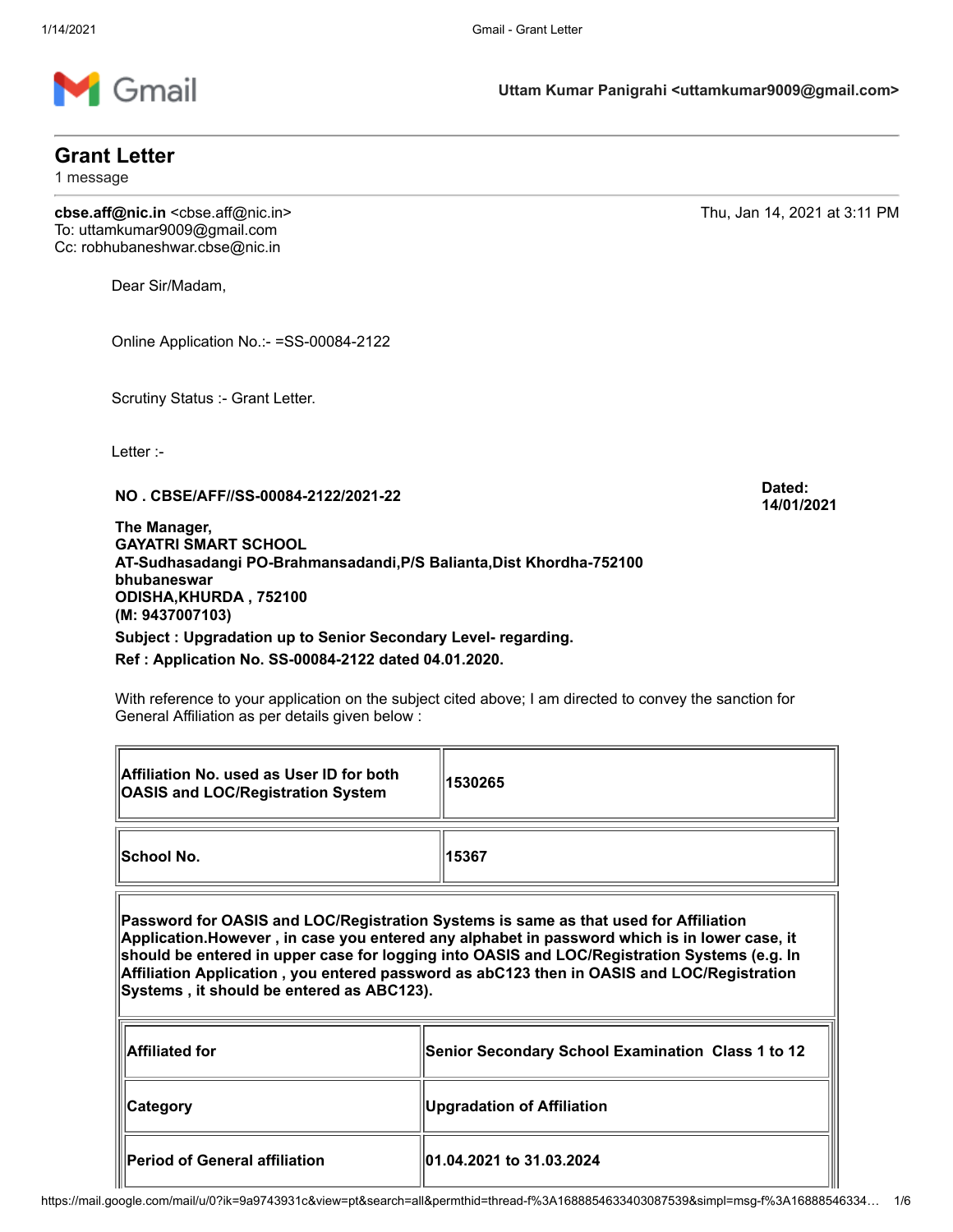Gmail

**Uttam Kumar Panigrahi <uttamkumar9009@gmail.com>**

## Grant Letter

1 message

**cbse.aff@nic.in** <cbse.aff@nic.in>
To: uttamkumar9009@gmail.com
Cc: robhubaneshwar.cbse@nic.in

Thu, Jan 14, 2021 at 3:11 PM

Dear Sir/Madam,

Online Application No.:- =SS-00084-2122

Scrutiny Status :- Grant Letter.

Letter :-

**NO . CBSE/AFF//SS-00084-2122/2021-22**

**Dated: 14/01/2021**

**The Manager,**
**GAYATRI SMART SCHOOL**
**AT-Sudhasadangi PO-Brahmansadandi,P/S Balianta,Dist Khordha-752100**
**bhubaneswar**
**ODISHA,KHURDA , 752100**
**(M: 9437007103)**

**Subject : Upgradation up to Senior Secondary Level- regarding.**

**Ref : Application No. SS-00084-2122 dated 04.01.2020.**

With reference to your application on the subject cited above; I am directed to convey the sanction for General Affiliation as per details given below :

| | |
|---|---|
| **Affiliation No. used as User ID for both OASIS and LOC/Registration System** | **1530265** |
| **School No.** | **15367** |

**Password for OASIS and LOC/Registration Systems is same as that used for Affiliation Application.However , in case you entered any alphabet in password which is in lower case, it should be entered in upper case for logging into OASIS and LOC/Registration Systems (e.g. In Affiliation Application , you entered password as abC123 then in OASIS and LOC/Registration Systems , it should be entered as ABC123).**

| | |
|---|---|
| **Affiliated for** | **Senior Secondary School Examination Class 1 to 12** |
| **Category** | **Upgradation of Affiliation** |
| **Period of General affiliation** | **01.04.2021 to 31.03.2024** |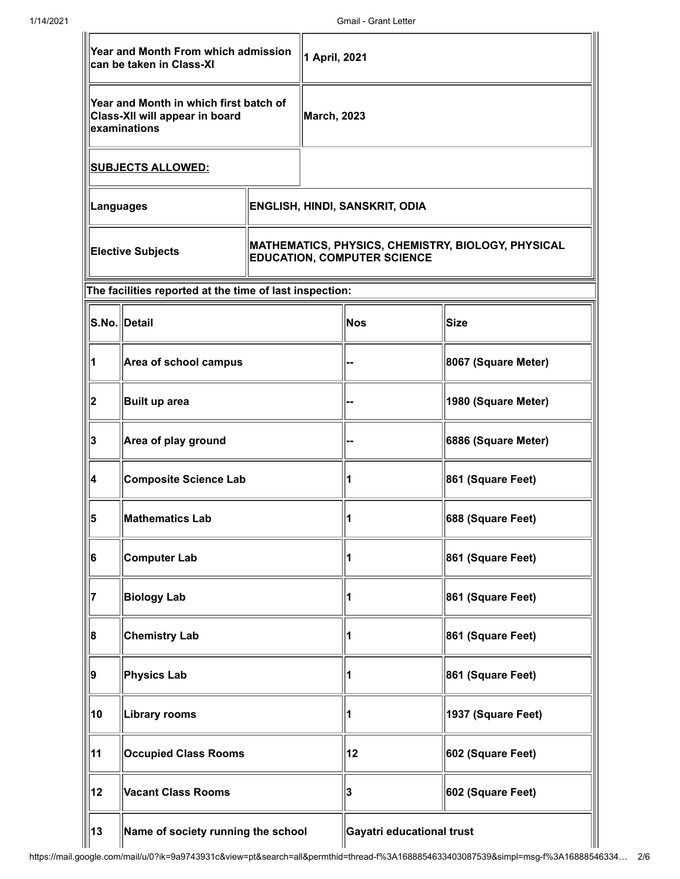| Year and Month From which admission can be taken in Class-XI | 1 April, 2021 |
| --- | --- |
| Year and Month in which first batch of Class-XII will appear in board examinations | March, 2023 |
| **SUBJECTS ALLOWED:** | |
| Languages | ENGLISH, HINDI, SANSKRIT, ODIA |
| Elective Subjects | MATHEMATICS, PHYSICS, CHEMISTRY, BIOLOGY, PHYSICAL EDUCATION, COMPUTER SCIENCE |

**The facilities reported at the time of last inspection:**

| S.No. | Detail | Nos | Size |
| --- | --- | --- | --- |
| 1 | Area of school campus | -- | 8067 (Square Meter) |
| 2 | Built up area | -- | 1980 (Square Meter) |
| 3 | Area of play ground | -- | 6886 (Square Meter) |
| 4 | Composite Science Lab | 1 | 861 (Square Feet) |
| 5 | Mathematics Lab | 1 | 688 (Square Feet) |
| 6 | Computer Lab | 1 | 861 (Square Feet) |
| 7 | Biology Lab | 1 | 861 (Square Feet) |
| 8 | Chemistry Lab | 1 | 861 (Square Feet) |
| 9 | Physics Lab | 1 | 861 (Square Feet) |
| 10 | Library rooms | 1 | 1937 (Square Feet) |
| 11 | Occupied Class Rooms | 12 | 602 (Square Feet) |
| 12 | Vacant Class Rooms | 3 | 602 (Square Feet) |
| 13 | Name of society running the school | Gayatri educational trust | |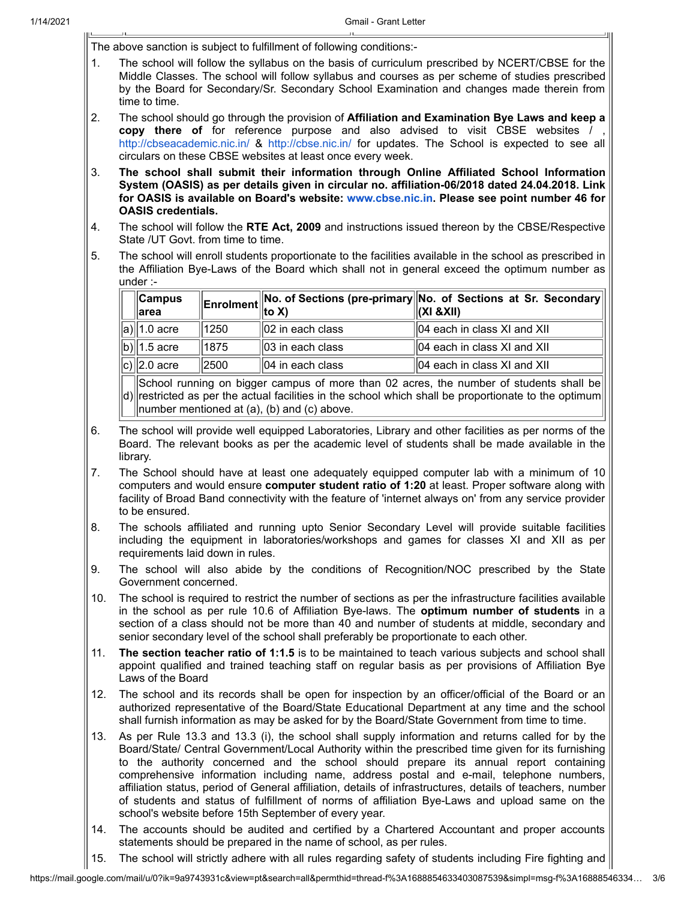The above sanction is subject to fulfillment of following conditions:-

1. The school will follow the syllabus on the basis of curriculum prescribed by NCERT/CBSE for the Middle Classes. The school will follow syllabus and courses as per scheme of studies prescribed by the Board for Secondary/Sr. Secondary School Examination and changes made therein from time to time.
2. The school should go through the provision of **Affiliation and Examination Bye Laws and keep a copy there of** for reference purpose and also advised to visit CBSE websites / , http://cbseacademic.nic.in/ & http://cbse.nic.in/ for updates. The School is expected to see all circulars on these CBSE websites at least once every week.
3. **The school shall submit their information through Online Affiliated School Information System (OASIS) as per details given in circular no. affiliation-06/2018 dated 24.04.2018. Link for OASIS is available on Board's website: www.cbse.nic.in. Please see point number 46 for OASIS credentials.**
4. The school will follow the **RTE Act, 2009** and instructions issued thereon by the CBSE/Respective State /UT Govt. from time to time.
5. The school will enroll students proportionate to the facilities available in the school as prescribed in the Affiliation Bye-Laws of the Board which shall not in general exceed the optimum number as under :-

| | Campus area | Enrolment | No. of Sections (pre-primary to X) | No. of Sections at Sr. Secondary (XI &XII) |
|---|---|---|---|---|
| a) | 1.0 acre | 1250 | 02 in each class | 04 each in class XI and XII |
| b) | 1.5 acre | 1875 | 03 in each class | 04 each in class XI and XII |
| c) | 2.0 acre | 2500 | 04 in each class | 04 each in class XI and XII |
| d) | School running on bigger campus of more than 02 acres, the number of students shall be restricted as per the actual facilities in the school which shall be proportionate to the optimum number mentioned at (a), (b) and (c) above. | | | |

6. The school will provide well equipped Laboratories, Library and other facilities as per norms of the Board. The relevant books as per the academic level of students shall be made available in the library.
7. The School should have at least one adequately equipped computer lab with a minimum of 10 computers and would ensure **computer student ratio of 1:20** at least. Proper software along with facility of Broad Band connectivity with the feature of 'internet always on' from any service provider to be ensured.
8. The schools affiliated and running upto Senior Secondary Level will provide suitable facilities including the equipment in laboratories/workshops and games for classes XI and XII as per requirements laid down in rules.
9. The school will also abide by the conditions of Recognition/NOC prescribed by the State Government concerned.
10. The school is required to restrict the number of sections as per the infrastructure facilities available in the school as per rule 10.6 of Affiliation Bye-laws. The **optimum number of students** in a section of a class should not be more than 40 and number of students at middle, secondary and senior secondary level of the school shall preferably be proportionate to each other.
11. **The section teacher ratio of 1:1.5** is to be maintained to teach various subjects and school shall appoint qualified and trained teaching staff on regular basis as per provisions of Affiliation Bye Laws of the Board
12. The school and its records shall be open for inspection by an officer/official of the Board or an authorized representative of the Board/State Educational Department at any time and the school shall furnish information as may be asked for by the Board/State Government from time to time.
13. As per Rule 13.3 and 13.3 (i), the school shall supply information and returns called for by the Board/State/ Central Government/Local Authority within the prescribed time given for its furnishing to the authority concerned and the school should prepare its annual report containing comprehensive information including name, address postal and e-mail, telephone numbers, affiliation status, period of General affiliation, details of infrastructures, details of teachers, number of students and status of fulfillment of norms of affiliation Bye-Laws and upload same on the school's website before 15th September of every year.
14. The accounts should be audited and certified by a Chartered Accountant and proper accounts statements should be prepared in the name of school, as per rules.
15. The school will strictly adhere with all rules regarding safety of students including Fire fighting and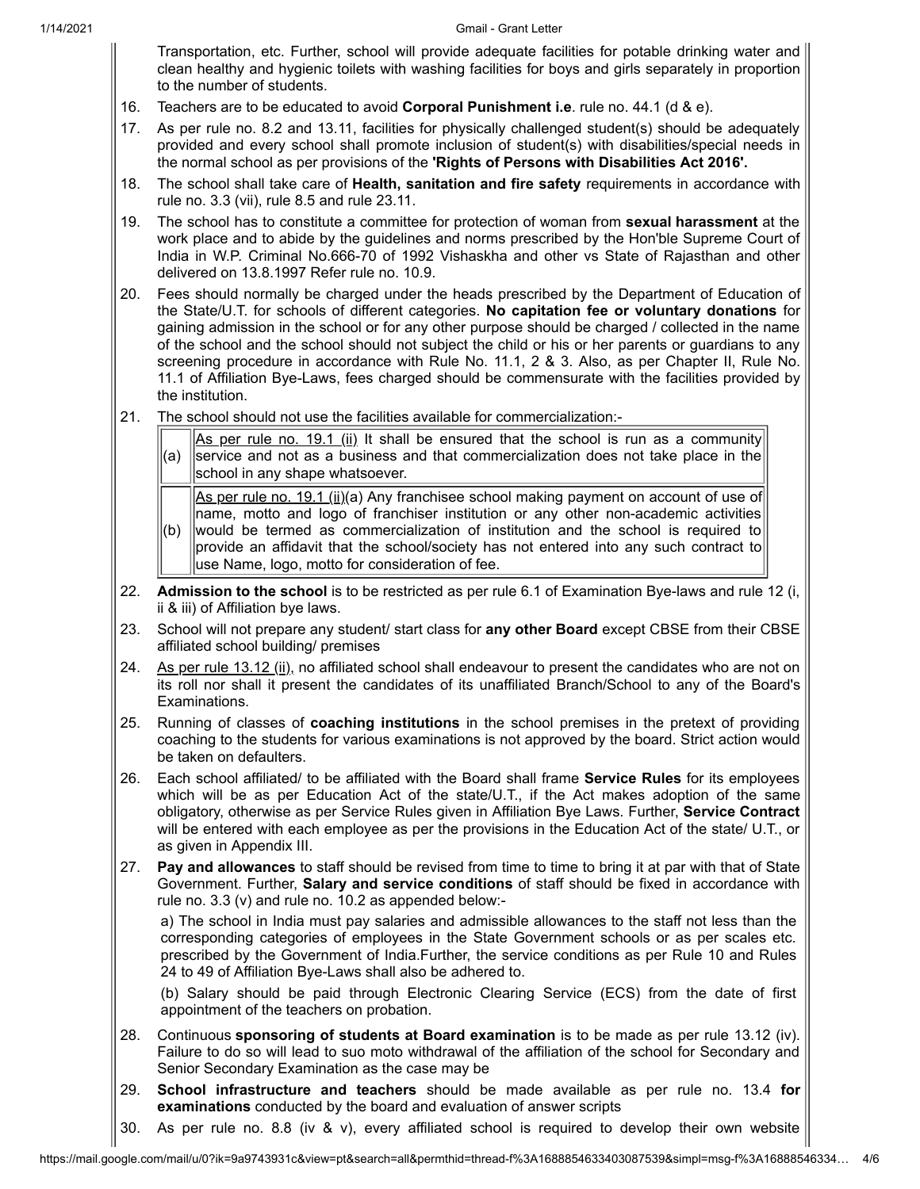Transportation, etc. Further, school will provide adequate facilities for potable drinking water and clean healthy and hygienic toilets with washing facilities for boys and girls separately in proportion to the number of students.

16. Teachers are to be educated to avoid **Corporal Punishment i.e**. rule no. 44.1 (d & e).

17. As per rule no. 8.2 and 13.11, facilities for physically challenged student(s) should be adequately provided and every school shall promote inclusion of student(s) with disabilities/special needs in the normal school as per provisions of the **'Rights of Persons with Disabilities Act 2016'.**

18. The school shall take care of **Health, sanitation and fire safety** requirements in accordance with rule no. 3.3 (vii), rule 8.5 and rule 23.11.

19. The school has to constitute a committee for protection of woman from **sexual harassment** at the work place and to abide by the guidelines and norms prescribed by the Hon'ble Supreme Court of India in W.P. Criminal No.666-70 of 1992 Vishaskha and other vs State of Rajasthan and other delivered on 13.8.1997 Refer rule no. 10.9.

20. Fees should normally be charged under the heads prescribed by the Department of Education of the State/U.T. for schools of different categories. **No capitation fee or voluntary donations** for gaining admission in the school or for any other purpose should be charged / collected in the name of the school and the school should not subject the child or his or her parents or guardians to any screening procedure in accordance with Rule No. 11.1, 2 & 3. Also, as per Chapter II, Rule No. 11.1 of Affiliation Bye-Laws, fees charged should be commensurate with the facilities provided by the institution.

21. The school should not use the facilities available for commercialization:-

| | |
|---|---|
| (a) | As per rule no. 19.1 (ii) It shall be ensured that the school is run as a community service and not as a business and that commercialization does not take place in the school in any shape whatsoever. |
| (b) | As per rule no. 19.1 (ii)(a) Any franchisee school making payment on account of use of name, motto and logo of franchiser institution or any other non-academic activities would be termed as commercialization of institution and the school is required to provide an affidavit that the school/society has not entered into any such contract to use Name, logo, motto for consideration of fee. |

22. **Admission to the school** is to be restricted as per rule 6.1 of Examination Bye-laws and rule 12 (i, ii & iii) of Affiliation bye laws.

23. School will not prepare any student/ start class for **any other Board** except CBSE from their CBSE affiliated school building/ premises

24. As per rule 13.12 (ii), no affiliated school shall endeavour to present the candidates who are not on its roll nor shall it present the candidates of its unaffiliated Branch/School to any of the Board's Examinations.

25. Running of classes of **coaching institutions** in the school premises in the pretext of providing coaching to the students for various examinations is not approved by the board. Strict action would be taken on defaulters.

26. Each school affiliated/ to be affiliated with the Board shall frame **Service Rules** for its employees which will be as per Education Act of the state/U.T., if the Act makes adoption of the same obligatory, otherwise as per Service Rules given in Affiliation Bye Laws. Further, **Service Contract** will be entered with each employee as per the provisions in the Education Act of the state/ U.T., or as given in Appendix III.

27. **Pay and allowances** to staff should be revised from time to time to bring it at par with that of State Government. Further, **Salary and service conditions** of staff should be fixed in accordance with rule no. 3.3 (v) and rule no. 10.2 as appended below:-

    a) The school in India must pay salaries and admissible allowances to the staff not less than the corresponding categories of employees in the State Government schools or as per scales etc. prescribed by the Government of India.Further, the service conditions as per Rule 10 and Rules 24 to 49 of Affiliation Bye-Laws shall also be adhered to.

    (b) Salary should be paid through Electronic Clearing Service (ECS) from the date of first appointment of the teachers on probation.

28. Continuous **sponsoring of students at Board examination** is to be made as per rule 13.12 (iv). Failure to do so will lead to suo moto withdrawal of the affiliation of the school for Secondary and Senior Secondary Examination as the case may be

29. **School infrastructure and teachers** should be made available as per rule no. 13.4 **for examinations** conducted by the board and evaluation of answer scripts

30. As per rule no. 8.8 (iv & v), every affiliated school is required to develop their own website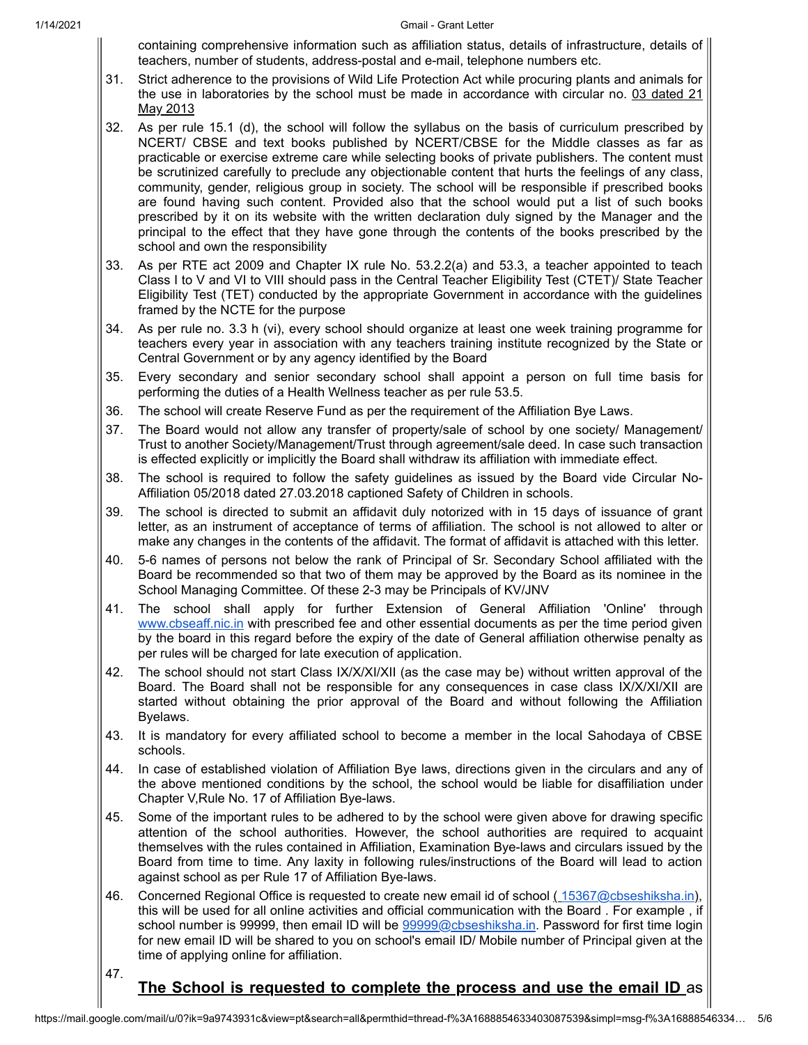containing comprehensive information such as affiliation status, details of infrastructure, details of teachers, number of students, address-postal and e-mail, telephone numbers etc.

31. Strict adherence to the provisions of Wild Life Protection Act while procuring plants and animals for the use in laboratories by the school must be made in accordance with circular no. 03 dated 21 May 2013
32. As per rule 15.1 (d), the school will follow the syllabus on the basis of curriculum prescribed by NCERT/ CBSE and text books published by NCERT/CBSE for the Middle classes as far as practicable or exercise extreme care while selecting books of private publishers. The content must be scrutinized carefully to preclude any objectionable content that hurts the feelings of any class, community, gender, religious group in society. The school will be responsible if prescribed books are found having such content. Provided also that the school would put a list of such books prescribed by it on its website with the written declaration duly signed by the Manager and the principal to the effect that they have gone through the contents of the books prescribed by the school and own the responsibility
33. As per RTE act 2009 and Chapter IX rule No. 53.2.2(a) and 53.3, a teacher appointed to teach Class I to V and VI to VIII should pass in the Central Teacher Eligibility Test (CTET)/ State Teacher Eligibility Test (TET) conducted by the appropriate Government in accordance with the guidelines framed by the NCTE for the purpose
34. As per rule no. 3.3 h (vi), every school should organize at least one week training programme for teachers every year in association with any teachers training institute recognized by the State or Central Government or by any agency identified by the Board
35. Every secondary and senior secondary school shall appoint a person on full time basis for performing the duties of a Health Wellness teacher as per rule 53.5.
36. The school will create Reserve Fund as per the requirement of the Affiliation Bye Laws.
37. The Board would not allow any transfer of property/sale of school by one society/ Management/ Trust to another Society/Management/Trust through agreement/sale deed. In case such transaction is effected explicitly or implicitly the Board shall withdraw its affiliation with immediate effect.
38. The school is required to follow the safety guidelines as issued by the Board vide Circular No-Affiliation 05/2018 dated 27.03.2018 captioned Safety of Children in schools.
39. The school is directed to submit an affidavit duly notorized with in 15 days of issuance of grant letter, as an instrument of acceptance of terms of affiliation. The school is not allowed to alter or make any changes in the contents of the affidavit. The format of affidavit is attached with this letter.
40. 5-6 names of persons not below the rank of Principal of Sr. Secondary School affiliated with the Board be recommended so that two of them may be approved by the Board as its nominee in the School Managing Committee. Of these 2-3 may be Principals of KV/JNV
41. The school shall apply for further Extension of General Affiliation 'Online' through www.cbseaff.nic.in with prescribed fee and other essential documents as per the time period given by the board in this regard before the expiry of the date of General affiliation otherwise penalty as per rules will be charged for late execution of application.
42. The school should not start Class IX/X/XI/XII (as the case may be) without written approval of the Board. The Board shall not be responsible for any consequences in case class IX/X/XI/XII are started without obtaining the prior approval of the Board and without following the Affiliation Byelaws.
43. It is mandatory for every affiliated school to become a member in the local Sahodaya of CBSE schools.
44. In case of established violation of Affiliation Bye laws, directions given in the circulars and any of the above mentioned conditions by the school, the school would be liable for disaffiliation under Chapter V,Rule No. 17 of Affiliation Bye-laws.
45. Some of the important rules to be adhered to by the school were given above for drawing specific attention of the school authorities. However, the school authorities are required to acquaint themselves with the rules contained in Affiliation, Examination Bye-laws and circulars issued by the Board from time to time. Any laxity in following rules/instructions of the Board will lead to action against school as per Rule 17 of Affiliation Bye-laws.
46. Concerned Regional Office is requested to create new email id of school ( 15367@cbseshiksha.in), this will be used for all online activities and official communication with the Board . For example , if school number is 99999, then email ID will be 99999@cbseshiksha.in. Password for first time login for new email ID will be shared to you on school's email ID/ Mobile number of Principal given at the time of applying online for affiliation.
47. **The School is requested to complete the process and use the email ID** as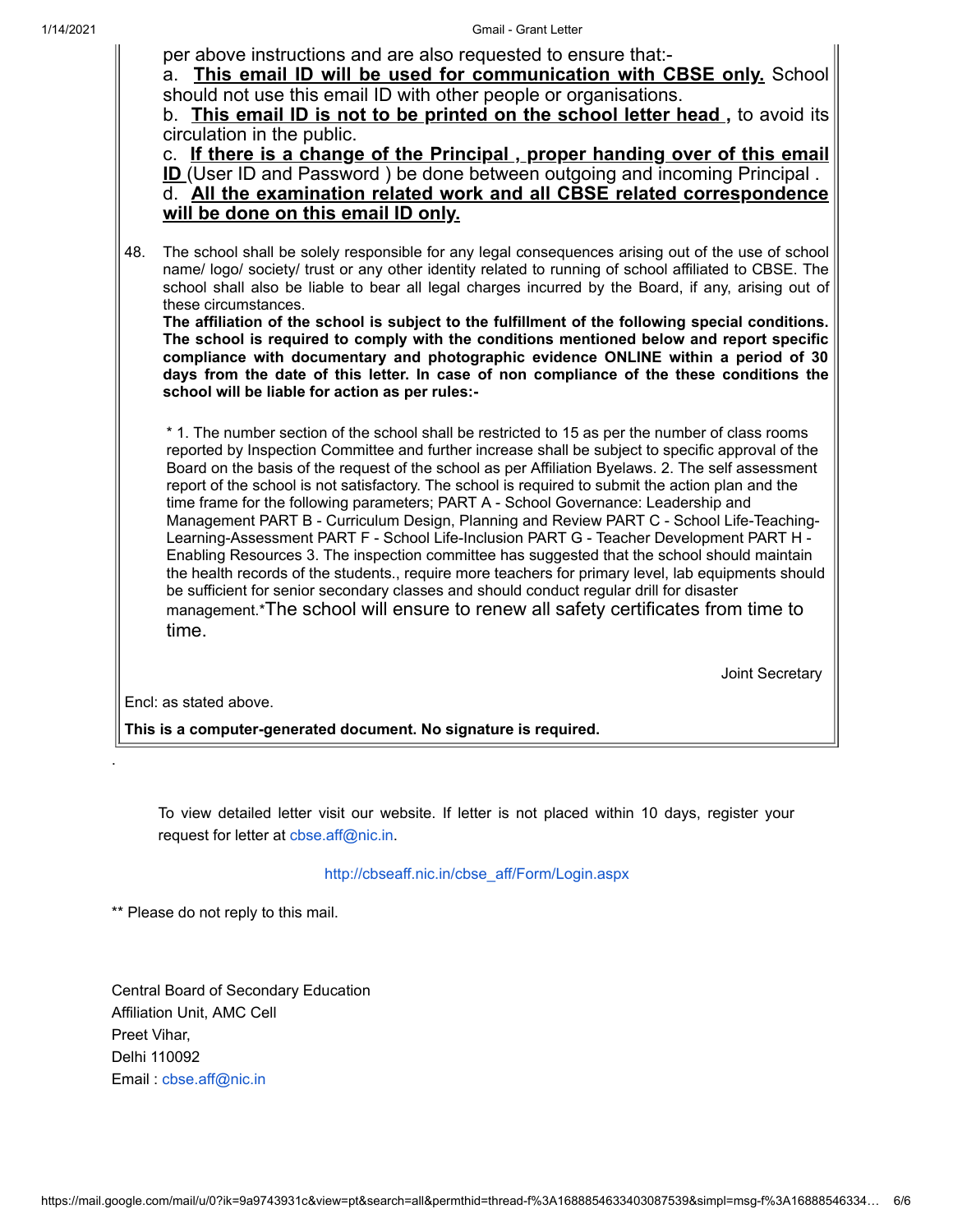per above instructions and are also requested to ensure that:-

a. **This email ID will be used for communication with CBSE only.** School should not use this email ID with other people or organisations.

b. **This email ID is not to be printed on the school letter head ,** to avoid its circulation in the public.

c. **If there is a change of the Principal , proper handing over of this email ID** (User ID and Password ) be done between outgoing and incoming Principal .

d. **All the examination related work and all CBSE related correspondence will be done on this email ID only.**

48. The school shall be solely responsible for any legal consequences arising out of the use of school name/ logo/ society/ trust or any other identity related to running of school affiliated to CBSE. The school shall also be liable to bear all legal charges incurred by the Board, if any, arising out of these circumstances.

**The affiliation of the school is subject to the fulfillment of the following special conditions. The school is required to comply with the conditions mentioned below and report specific compliance with documentary and photographic evidence ONLINE within a period of 30 days from the date of this letter. In case of non compliance of the these conditions the school will be liable for action as per rules:-**

* 1. The number section of the school shall be restricted to 15 as per the number of class rooms reported by Inspection Committee and further increase shall be subject to specific approval of the Board on the basis of the request of the school as per Affiliation Byelaws. 2. The self assessment report of the school is not satisfactory. The school is required to submit the action plan and the time frame for the following parameters; PART A - School Governance: Leadership and Management PART B - Curriculum Design, Planning and Review PART C - School Life-Teaching-Learning-Assessment PART F - School Life-Inclusion PART G - Teacher Development PART H - Enabling Resources 3. The inspection committee has suggested that the school should maintain the health records of the students., require more teachers for primary level, lab equipments should be sufficient for senior secondary classes and should conduct regular drill for disaster management.*The school will ensure to renew all safety certificates from time to time.

Joint Secretary

Encl: as stated above.

**This is a computer-generated document. No signature is required.**

To view detailed letter visit our website. If letter is not placed within 10 days, register your request for letter at cbse.aff@nic.in.

http://cbseaff.nic.in/cbse_aff/Form/Login.aspx

** Please do not reply to this mail.

Central Board of Secondary Education
Affiliation Unit, AMC Cell
Preet Vihar,
Delhi 110092
Email : cbse.aff@nic.in